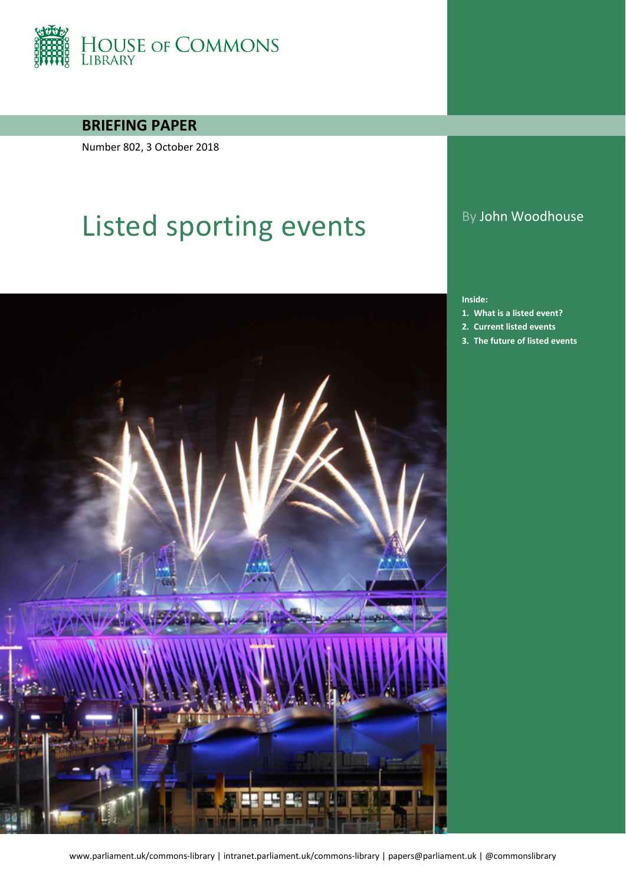HOUSE OF COMMONS LIBRARY

**BRIEFING PAPER**

Number 802, 3 October 2018

# Listed sporting events

By John Woodhouse

**Inside:**

1. **What is a listed event?**
2. **Current listed events**
3. **The future of listed events**

www.parliament.uk/commons-library | intranet.parliament.uk/commons-library | papers@parliament.uk | @commonslibrary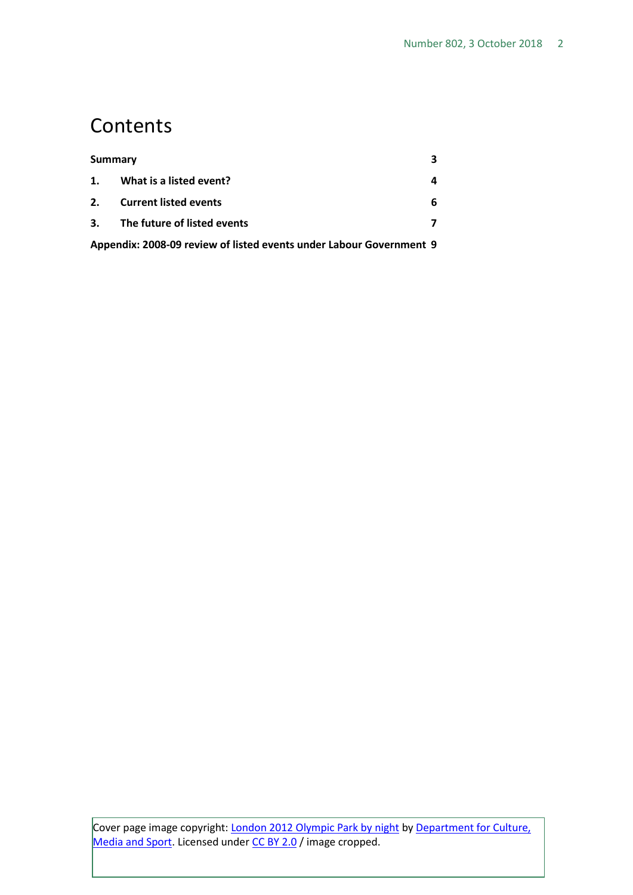# Contents

| | |
|---|---|
| **Summary** | **3** |
| **1. What is a listed event?** | **4** |
| **2. Current listed events** | **6** |
| **3. The future of listed events** | **7** |
| **Appendix: 2008-09 review of listed events under Labour Government** | **9** |

Cover page image copyright: London 2012 Olympic Park by night by Department for Culture, Media and Sport. Licensed under CC BY 2.0 / image cropped.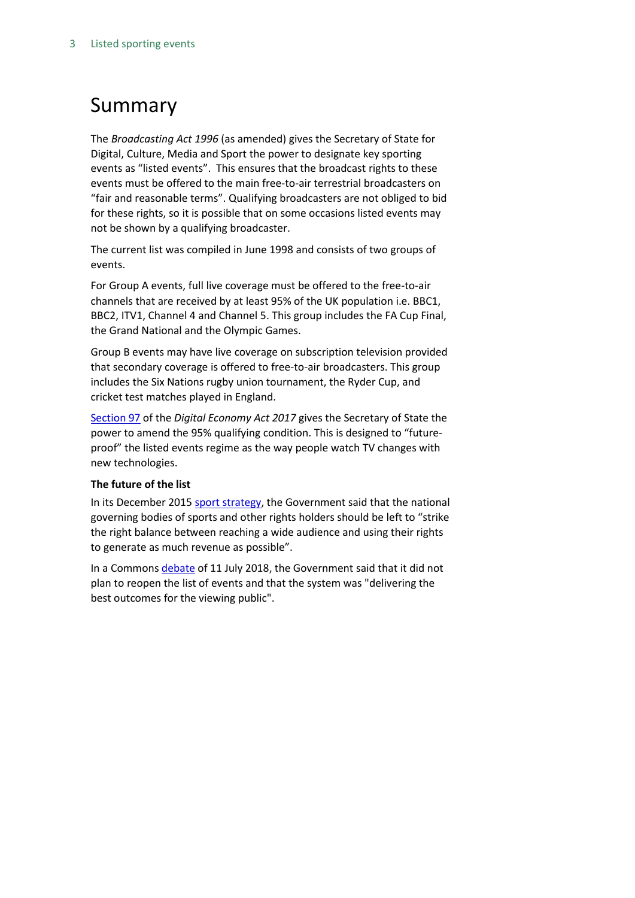# Summary

The *Broadcasting Act 1996* (as amended) gives the Secretary of State for Digital, Culture, Media and Sport the power to designate key sporting events as "listed events". This ensures that the broadcast rights to these events must be offered to the main free-to-air terrestrial broadcasters on "fair and reasonable terms". Qualifying broadcasters are not obliged to bid for these rights, so it is possible that on some occasions listed events may not be shown by a qualifying broadcaster.

The current list was compiled in June 1998 and consists of two groups of events.

For Group A events, full live coverage must be offered to the free-to-air channels that are received by at least 95% of the UK population i.e. BBC1, BBC2, ITV1, Channel 4 and Channel 5. This group includes the FA Cup Final, the Grand National and the Olympic Games.

Group B events may have live coverage on subscription television provided that secondary coverage is offered to free-to-air broadcasters. This group includes the Six Nations rugby union tournament, the Ryder Cup, and cricket test matches played in England.

Section 97 of the *Digital Economy Act 2017* gives the Secretary of State the power to amend the 95% qualifying condition. This is designed to "future-proof" the listed events regime as the way people watch TV changes with new technologies.

**The future of the list**

In its December 2015 sport strategy, the Government said that the national governing bodies of sports and other rights holders should be left to "strike the right balance between reaching a wide audience and using their rights to generate as much revenue as possible".

In a Commons debate of 11 July 2018, the Government said that it did not plan to reopen the list of events and that the system was "delivering the best outcomes for the viewing public".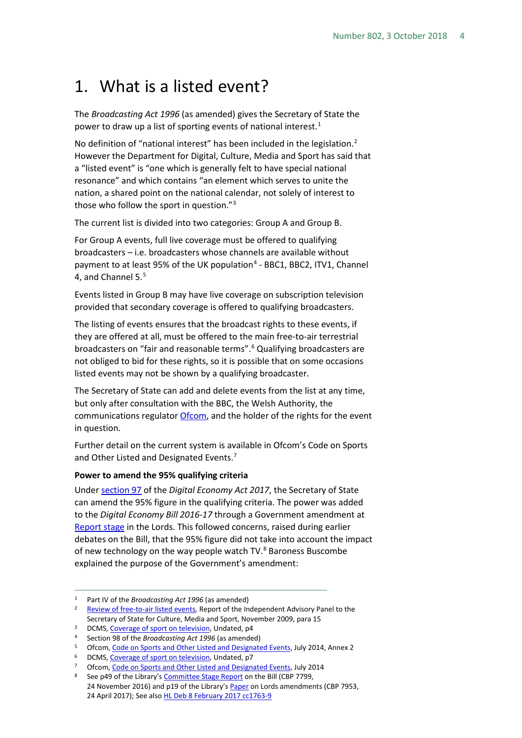# 1. What is a listed event?

The *Broadcasting Act 1996* (as amended) gives the Secretary of State the power to draw up a list of sporting events of national interest.[1]

No definition of "national interest" has been included in the legislation.[2] However the Department for Digital, Culture, Media and Sport has said that a "listed event" is "one which is generally felt to have special national resonance" and which contains "an element which serves to unite the nation, a shared point on the national calendar, not solely of interest to those who follow the sport in question."[3]

The current list is divided into two categories: Group A and Group B.

For Group A events, full live coverage must be offered to qualifying broadcasters – i.e. broadcasters whose channels are available without payment to at least 95% of the UK population[4] - BBC1, BBC2, ITV1, Channel 4, and Channel 5.[5]

Events listed in Group B may have live coverage on subscription television provided that secondary coverage is offered to qualifying broadcasters.

The listing of events ensures that the broadcast rights to these events, if they are offered at all, must be offered to the main free-to-air terrestrial broadcasters on "fair and reasonable terms".[6] Qualifying broadcasters are not obliged to bid for these rights, so it is possible that on some occasions listed events may not be shown by a qualifying broadcaster.

The Secretary of State can add and delete events from the list at any time, but only after consultation with the BBC, the Welsh Authority, the communications regulator Ofcom, and the holder of the rights for the event in question.

Further detail on the current system is available in Ofcom's Code on Sports and Other Listed and Designated Events.[7]

**Power to amend the 95% qualifying criteria**

Under section 97 of the *Digital Economy Act 2017*, the Secretary of State can amend the 95% figure in the qualifying criteria. The power was added to the *Digital Economy Bill 2016-17* through a Government amendment at Report stage in the Lords. This followed concerns, raised during earlier debates on the Bill, that the 95% figure did not take into account the impact of new technology on the way people watch TV.[8] Baroness Buscombe explained the purpose of the Government's amendment:

---

1 Part IV of the *Broadcasting Act 1996* (as amended)

2 Review of free-to-air listed events, Report of the Independent Advisory Panel to the Secretary of State for Culture, Media and Sport, November 2009, para 15

3 DCMS, Coverage of sport on television, Undated, p4

4 Section 98 of the *Broadcasting Act 1996* (as amended)

5 Ofcom, Code on Sports and Other Listed and Designated Events, July 2014, Annex 2

6 DCMS, Coverage of sport on television, Undated, p7

7 Ofcom, Code on Sports and Other Listed and Designated Events, July 2014

8 See p49 of the Library's Committee Stage Report on the Bill (CBP 7799, 24 November 2016) and p19 of the Library's Paper on Lords amendments (CBP 7953, 24 April 2017); See also HL Deb 8 February 2017 cc1763-9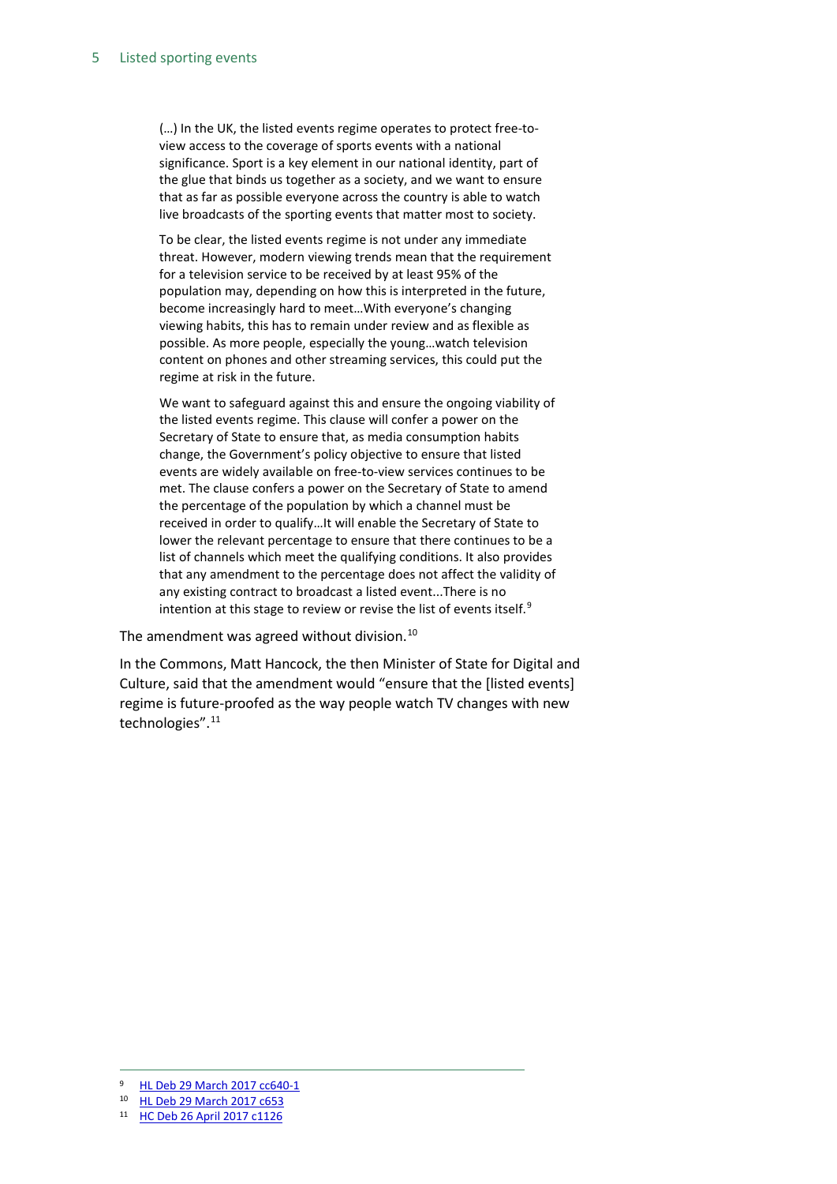> (…) In the UK, the listed events regime operates to protect free-to-view access to the coverage of sports events with a national significance. Sport is a key element in our national identity, part of the glue that binds us together as a society, and we want to ensure that as far as possible everyone across the country is able to watch live broadcasts of the sporting events that matter most to society.
>
> To be clear, the listed events regime is not under any immediate threat. However, modern viewing trends mean that the requirement for a television service to be received by at least 95% of the population may, depending on how this is interpreted in the future, become increasingly hard to meet…With everyone's changing viewing habits, this has to remain under review and as flexible as possible. As more people, especially the young…watch television content on phones and other streaming services, this could put the regime at risk in the future.
>
> We want to safeguard against this and ensure the ongoing viability of the listed events regime. This clause will confer a power on the Secretary of State to ensure that, as media consumption habits change, the Government's policy objective to ensure that listed events are widely available on free-to-view services continues to be met. The clause confers a power on the Secretary of State to amend the percentage of the population by which a channel must be received in order to qualify…It will enable the Secretary of State to lower the relevant percentage to ensure that there continues to be a list of channels which meet the qualifying conditions. It also provides that any amendment to the percentage does not affect the validity of any existing contract to broadcast a listed event...There is no intention at this stage to review or revise the list of events itself.[9]

The amendment was agreed without division.[10]

In the Commons, Matt Hancock, the then Minister of State for Digital and Culture, said that the amendment would "ensure that the [listed events] regime is future-proofed as the way people watch TV changes with new technologies".[11]

---

[9] HL Deb 29 March 2017 cc640-1

[10] HL Deb 29 March 2017 c653

[11] HC Deb 26 April 2017 c1126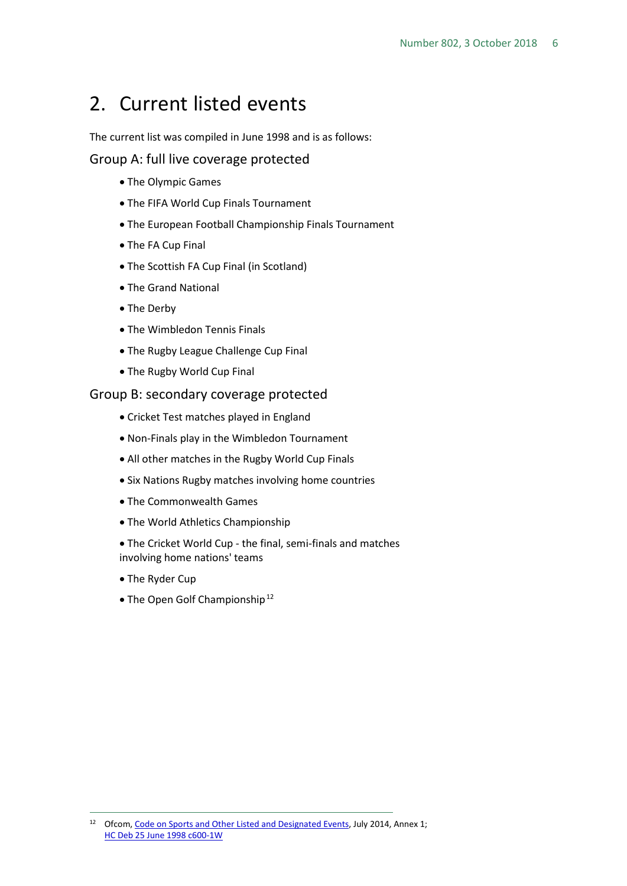## 2. Current listed events

The current list was compiled in June 1998 and is as follows:

### Group A: full live coverage protected

- The Olympic Games
- The FIFA World Cup Finals Tournament
- The European Football Championship Finals Tournament
- The FA Cup Final
- The Scottish FA Cup Final (in Scotland)
- The Grand National
- The Derby
- The Wimbledon Tennis Finals
- The Rugby League Challenge Cup Final
- The Rugby World Cup Final

### Group B: secondary coverage protected

- Cricket Test matches played in England
- Non-Finals play in the Wimbledon Tournament
- All other matches in the Rugby World Cup Finals
- Six Nations Rugby matches involving home countries
- The Commonwealth Games
- The World Athletics Championship
- The Cricket World Cup - the final, semi-finals and matches involving home nations' teams
- The Ryder Cup
- The Open Golf Championship[12]

---

[12] Ofcom, Code on Sports and Other Listed and Designated Events, July 2014, Annex 1; HC Deb 25 June 1998 c600-1W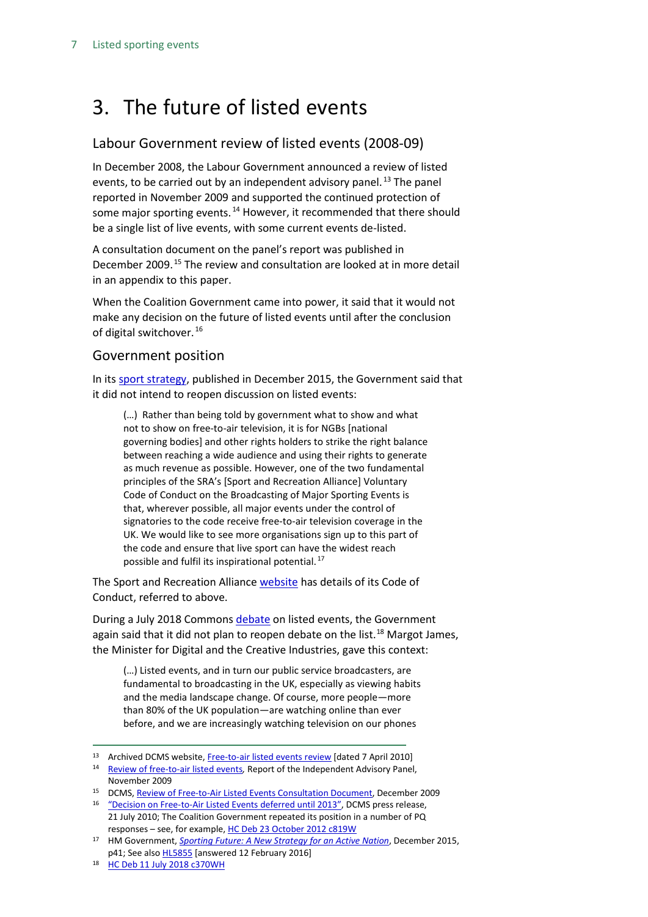# 3. The future of listed events

## Labour Government review of listed events (2008-09)

In December 2008, the Labour Government announced a review of listed events, to be carried out by an independent advisory panel.[13] The panel reported in November 2009 and supported the continued protection of some major sporting events.[14] However, it recommended that there should be a single list of live events, with some current events de-listed.

A consultation document on the panel's report was published in December 2009.[15] The review and consultation are looked at in more detail in an appendix to this paper.

When the Coalition Government came into power, it said that it would not make any decision on the future of listed events until after the conclusion of digital switchover.[16]

## Government position

In its sport strategy, published in December 2015, the Government said that it did not intend to reopen discussion on listed events:

> (…) Rather than being told by government what to show and what not to show on free-to-air television, it is for NGBs [national governing bodies] and other rights holders to strike the right balance between reaching a wide audience and using their rights to generate as much revenue as possible. However, one of the two fundamental principles of the SRA's [Sport and Recreation Alliance] Voluntary Code of Conduct on the Broadcasting of Major Sporting Events is that, wherever possible, all major events under the control of signatories to the code receive free-to-air television coverage in the UK. We would like to see more organisations sign up to this part of the code and ensure that live sport can have the widest reach possible and fulfil its inspirational potential.[17]

The Sport and Recreation Alliance website has details of its Code of Conduct, referred to above.

During a July 2018 Commons debate on listed events, the Government again said that it did not plan to reopen debate on the list.[18] Margot James, the Minister for Digital and the Creative Industries, gave this context:

> (…) Listed events, and in turn our public service broadcasters, are fundamental to broadcasting in the UK, especially as viewing habits and the media landscape change. Of course, more people—more than 80% of the UK population—are watching online than ever before, and we are increasingly watching television on our phones

---

[13] Archived DCMS website, Free-to-air listed events review [dated 7 April 2010]

[14] Review of free-to-air listed events, Report of the Independent Advisory Panel, November 2009

[15] DCMS, Review of Free-to-Air Listed Events Consultation Document, December 2009

[16] "Decision on Free-to-Air Listed Events deferred until 2013", DCMS press release, 21 July 2010; The Coalition Government repeated its position in a number of PQ responses – see, for example, HC Deb 23 October 2012 c819W

[17] HM Government, *Sporting Future: A New Strategy for an Active Nation*, December 2015, p41; See also HL5855 [answered 12 February 2016]

[18] HC Deb 11 July 2018 c370WH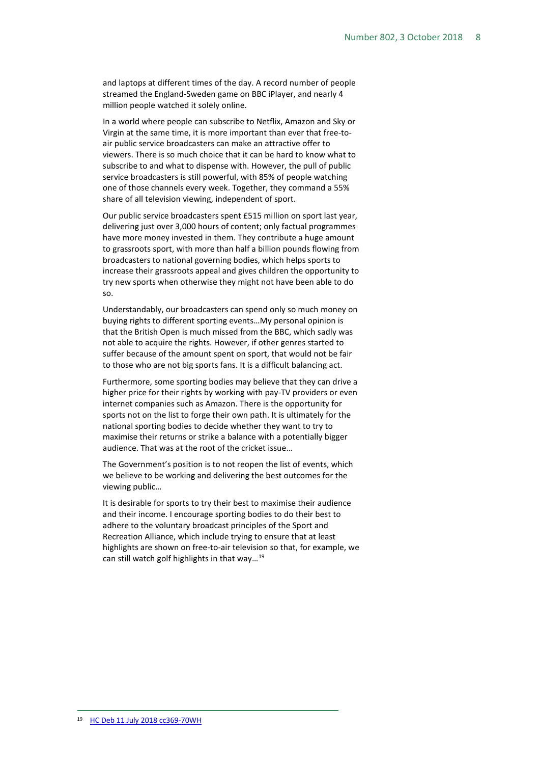and laptops at different times of the day. A record number of people streamed the England-Sweden game on BBC iPlayer, and nearly 4 million people watched it solely online.

In a world where people can subscribe to Netflix, Amazon and Sky or Virgin at the same time, it is more important than ever that free-to-air public service broadcasters can make an attractive offer to viewers. There is so much choice that it can be hard to know what to subscribe to and what to dispense with. However, the pull of public service broadcasters is still powerful, with 85% of people watching one of those channels every week. Together, they command a 55% share of all television viewing, independent of sport.

Our public service broadcasters spent £515 million on sport last year, delivering just over 3,000 hours of content; only factual programmes have more money invested in them. They contribute a huge amount to grassroots sport, with more than half a billion pounds flowing from broadcasters to national governing bodies, which helps sports to increase their grassroots appeal and gives children the opportunity to try new sports when otherwise they might not have been able to do so.

Understandably, our broadcasters can spend only so much money on buying rights to different sporting events…My personal opinion is that the British Open is much missed from the BBC, which sadly was not able to acquire the rights. However, if other genres started to suffer because of the amount spent on sport, that would not be fair to those who are not big sports fans. It is a difficult balancing act.

Furthermore, some sporting bodies may believe that they can drive a higher price for their rights by working with pay-TV providers or even internet companies such as Amazon. There is the opportunity for sports not on the list to forge their own path. It is ultimately for the national sporting bodies to decide whether they want to try to maximise their returns or strike a balance with a potentially bigger audience. That was at the root of the cricket issue…

The Government's position is to not reopen the list of events, which we believe to be working and delivering the best outcomes for the viewing public…

It is desirable for sports to try their best to maximise their audience and their income. I encourage sporting bodies to do their best to adhere to the voluntary broadcast principles of the Sport and Recreation Alliance, which include trying to ensure that at least highlights are shown on free-to-air television so that, for example, we can still watch golf highlights in that way…[19]

---

[19] HC Deb 11 July 2018 cc369-70WH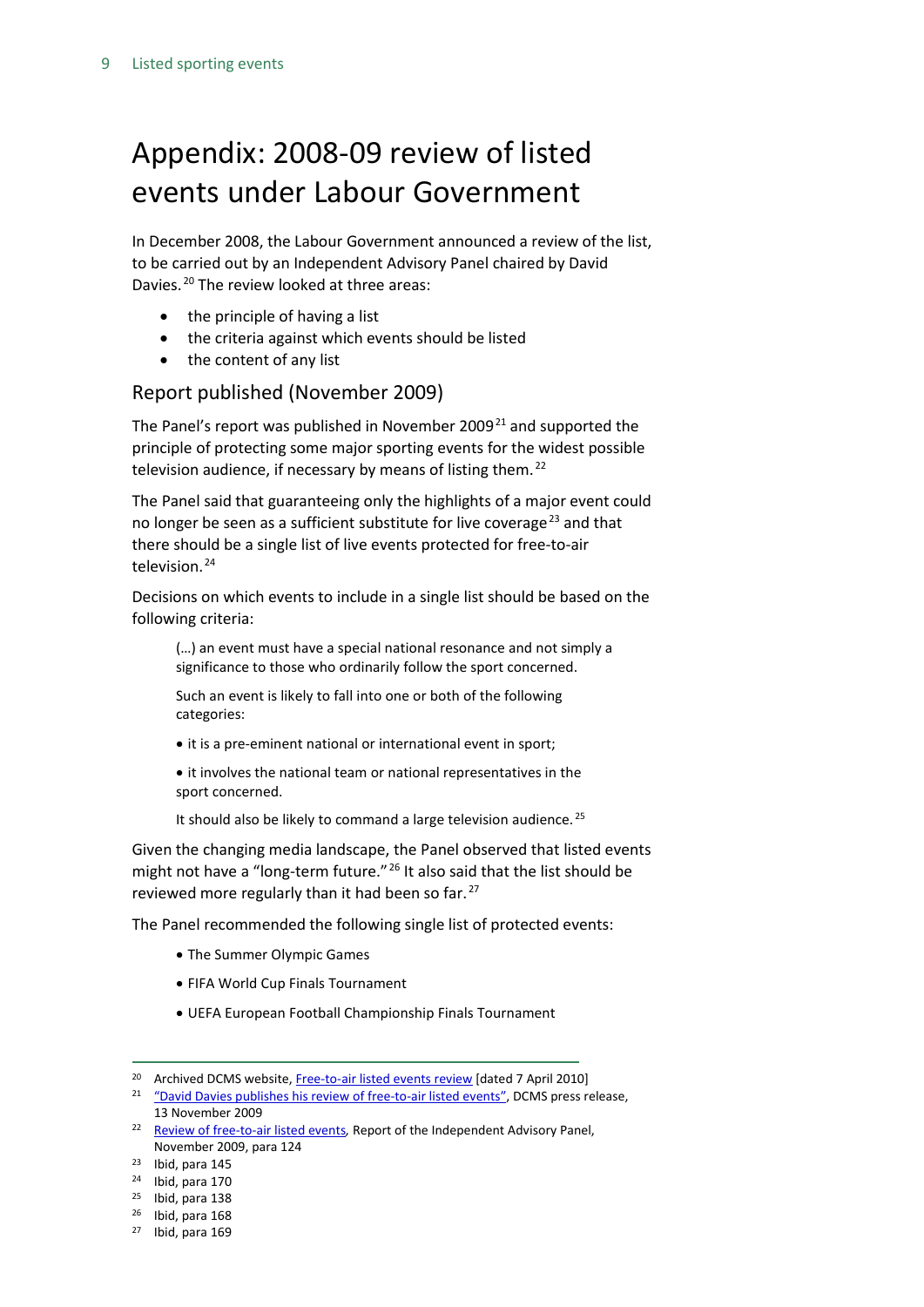# Appendix: 2008-09 review of listed events under Labour Government

In December 2008, the Labour Government announced a review of the list, to be carried out by an Independent Advisory Panel chaired by David Davies.[20] The review looked at three areas:

- the principle of having a list
- the criteria against which events should be listed
- the content of any list

## Report published (November 2009)

The Panel's report was published in November 2009[21] and supported the principle of protecting some major sporting events for the widest possible television audience, if necessary by means of listing them.[22]

The Panel said that guaranteeing only the highlights of a major event could no longer be seen as a sufficient substitute for live coverage[23] and that there should be a single list of live events protected for free-to-air television.[24]

Decisions on which events to include in a single list should be based on the following criteria:

> (…) an event must have a special national resonance and not simply a significance to those who ordinarily follow the sport concerned.
>
> Such an event is likely to fall into one or both of the following categories:
>
> • it is a pre-eminent national or international event in sport;
>
> • it involves the national team or national representatives in the sport concerned.
>
> It should also be likely to command a large television audience.[25]

Given the changing media landscape, the Panel observed that listed events might not have a "long-term future."[26] It also said that the list should be reviewed more regularly than it had been so far.[27]

The Panel recommended the following single list of protected events:

- The Summer Olympic Games
- FIFA World Cup Finals Tournament
- UEFA European Football Championship Finals Tournament

---

[20] Archived DCMS website, Free-to-air listed events review [dated 7 April 2010]

[21] "David Davies publishes his review of free-to-air listed events", DCMS press release, 13 November 2009

[22] Review of free-to-air listed events, Report of the Independent Advisory Panel, November 2009, para 124

[23] Ibid, para 145

[24] Ibid, para 170

[25] Ibid, para 138

[26] Ibid, para 168

[27] Ibid, para 169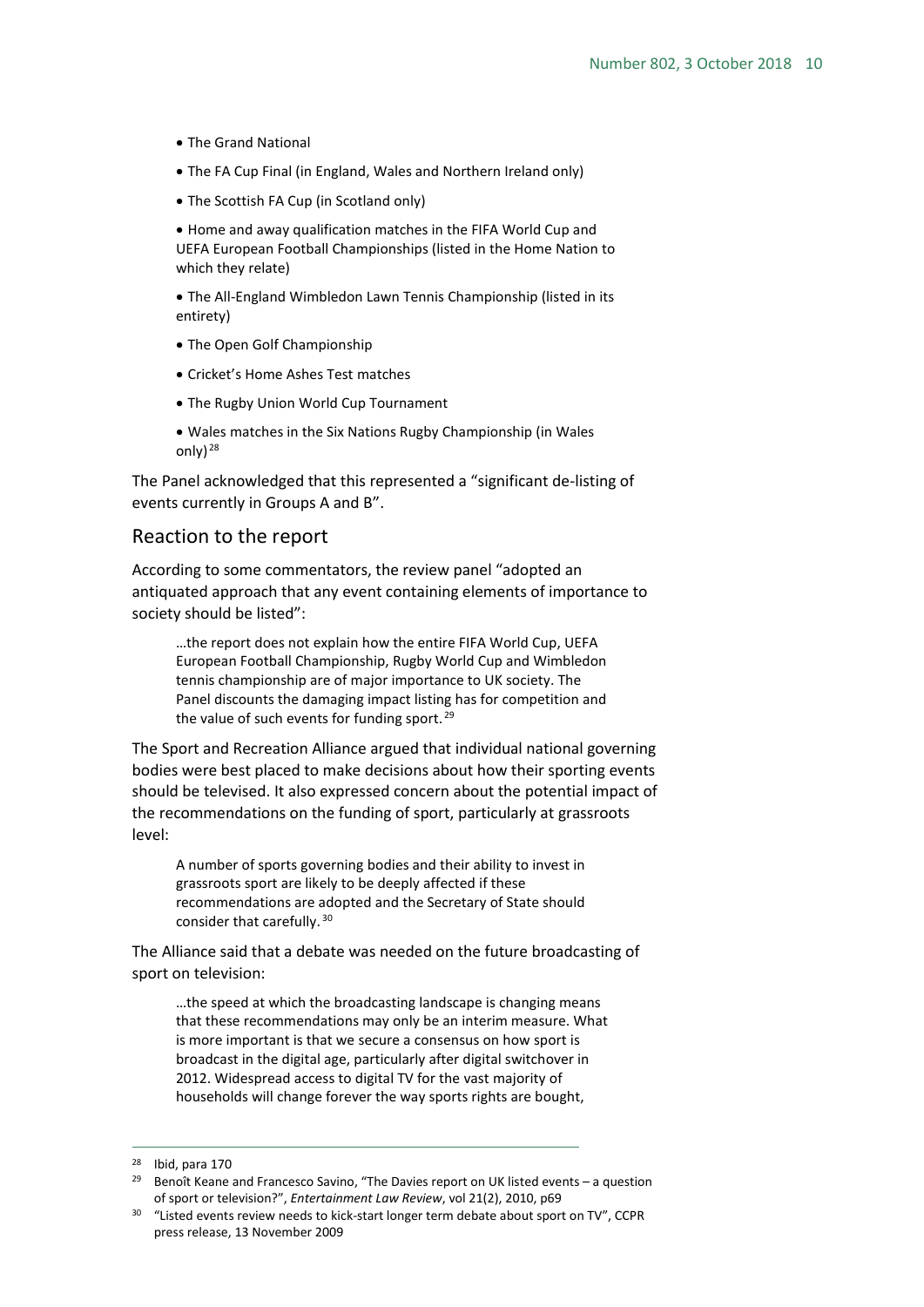- The Grand National
- The FA Cup Final (in England, Wales and Northern Ireland only)
- The Scottish FA Cup (in Scotland only)
- Home and away qualification matches in the FIFA World Cup and UEFA European Football Championships (listed in the Home Nation to which they relate)
- The All-England Wimbledon Lawn Tennis Championship (listed in its entirety)
- The Open Golf Championship
- Cricket's Home Ashes Test matches
- The Rugby Union World Cup Tournament
- Wales matches in the Six Nations Rugby Championship (in Wales only)[28]

The Panel acknowledged that this represented a "significant de-listing of events currently in Groups A and B".

## Reaction to the report

According to some commentators, the review panel "adopted an antiquated approach that any event containing elements of importance to society should be listed":

> …the report does not explain how the entire FIFA World Cup, UEFA European Football Championship, Rugby World Cup and Wimbledon tennis championship are of major importance to UK society. The Panel discounts the damaging impact listing has for competition and the value of such events for funding sport.[29]

The Sport and Recreation Alliance argued that individual national governing bodies were best placed to make decisions about how their sporting events should be televised. It also expressed concern about the potential impact of the recommendations on the funding of sport, particularly at grassroots level:

> A number of sports governing bodies and their ability to invest in grassroots sport are likely to be deeply affected if these recommendations are adopted and the Secretary of State should consider that carefully.[30]

The Alliance said that a debate was needed on the future broadcasting of sport on television:

> …the speed at which the broadcasting landscape is changing means that these recommendations may only be an interim measure. What is more important is that we secure a consensus on how sport is broadcast in the digital age, particularly after digital switchover in 2012. Widespread access to digital TV for the vast majority of households will change forever the way sports rights are bought,

---

[28] Ibid, para 170

[29] Benoît Keane and Francesco Savino, "The Davies report on UK listed events – a question of sport or television?", *Entertainment Law Review*, vol 21(2), 2010, p69

[30] "Listed events review needs to kick-start longer term debate about sport on TV", CCPR press release, 13 November 2009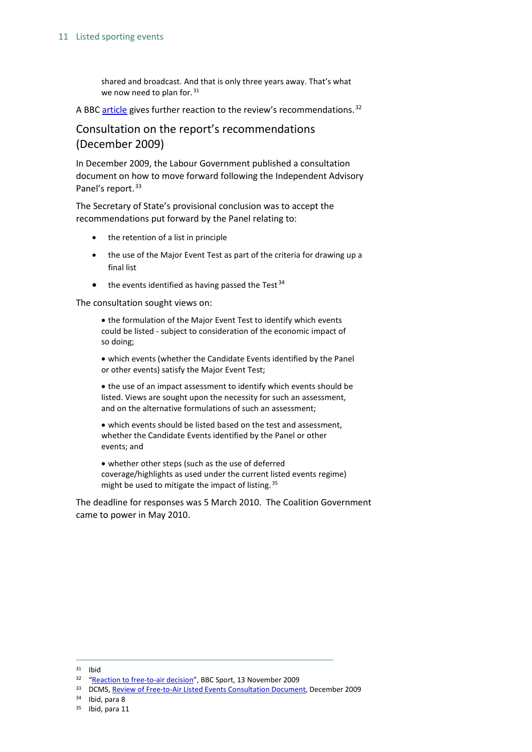shared and broadcast. And that is only three years away. That's what we now need to plan for.[31]

A BBC article gives further reaction to the review's recommendations.[32]

## Consultation on the report's recommendations (December 2009)

In December 2009, the Labour Government published a consultation document on how to move forward following the Independent Advisory Panel's report.[33]

The Secretary of State's provisional conclusion was to accept the recommendations put forward by the Panel relating to:

- the retention of a list in principle
- the use of the Major Event Test as part of the criteria for drawing up a final list
- the events identified as having passed the Test[34]

The consultation sought views on:

> • the formulation of the Major Event Test to identify which events could be listed - subject to consideration of the economic impact of so doing;
>
> • which events (whether the Candidate Events identified by the Panel or other events) satisfy the Major Event Test;
>
> • the use of an impact assessment to identify which events should be listed. Views are sought upon the necessity for such an assessment, and on the alternative formulations of such an assessment;
>
> • which events should be listed based on the test and assessment, whether the Candidate Events identified by the Panel or other events; and
>
> • whether other steps (such as the use of deferred coverage/highlights as used under the current listed events regime) might be used to mitigate the impact of listing.[35]

The deadline for responses was 5 March 2010. The Coalition Government came to power in May 2010.

---

[31] Ibid

[32] "Reaction to free-to-air decision", BBC Sport, 13 November 2009

[33] DCMS, Review of Free-to-Air Listed Events Consultation Document, December 2009

[34] Ibid, para 8

[35] Ibid, para 11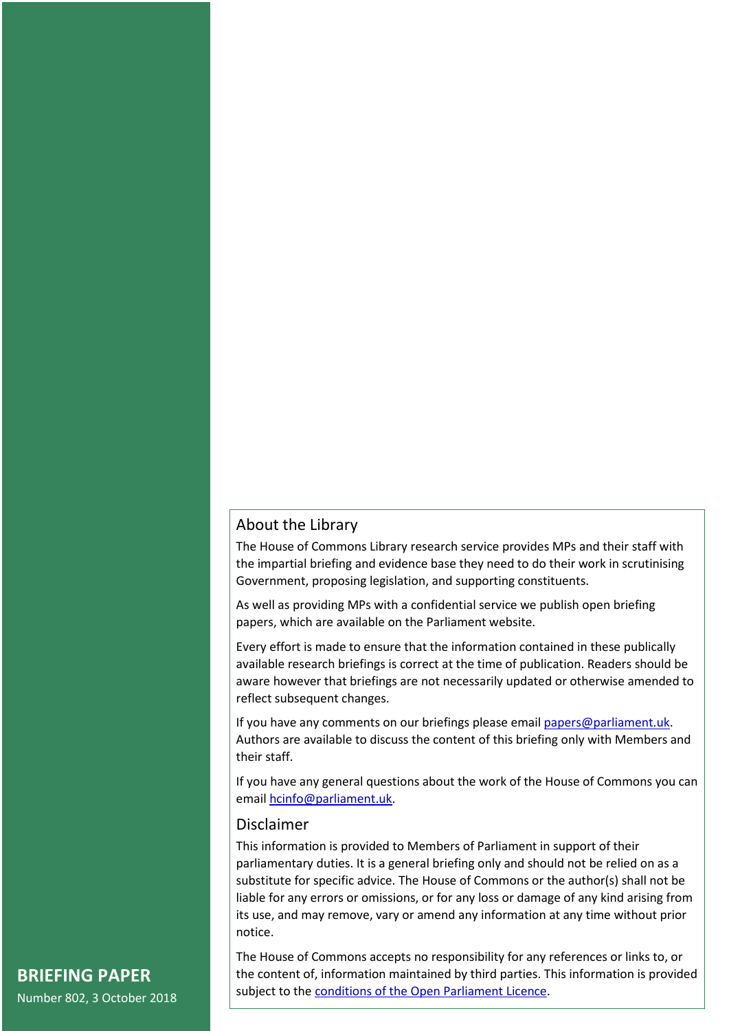**BRIEFING PAPER**

Number 802, 3 October 2018

## About the Library

The House of Commons Library research service provides MPs and their staff with the impartial briefing and evidence base they need to do their work in scrutinising Government, proposing legislation, and supporting constituents.

As well as providing MPs with a confidential service we publish open briefing papers, which are available on the Parliament website.

Every effort is made to ensure that the information contained in these publically available research briefings is correct at the time of publication. Readers should be aware however that briefings are not necessarily updated or otherwise amended to reflect subsequent changes.

If you have any comments on our briefings please email papers@parliament.uk. Authors are available to discuss the content of this briefing only with Members and their staff.

If you have any general questions about the work of the House of Commons you can email hcinfo@parliament.uk.

## Disclaimer

This information is provided to Members of Parliament in support of their parliamentary duties. It is a general briefing only and should not be relied on as a substitute for specific advice. The House of Commons or the author(s) shall not be liable for any errors or omissions, or for any loss or damage of any kind arising from its use, and may remove, vary or amend any information at any time without prior notice.

The House of Commons accepts no responsibility for any references or links to, or the content of, information maintained by third parties. This information is provided subject to the conditions of the Open Parliament Licence.